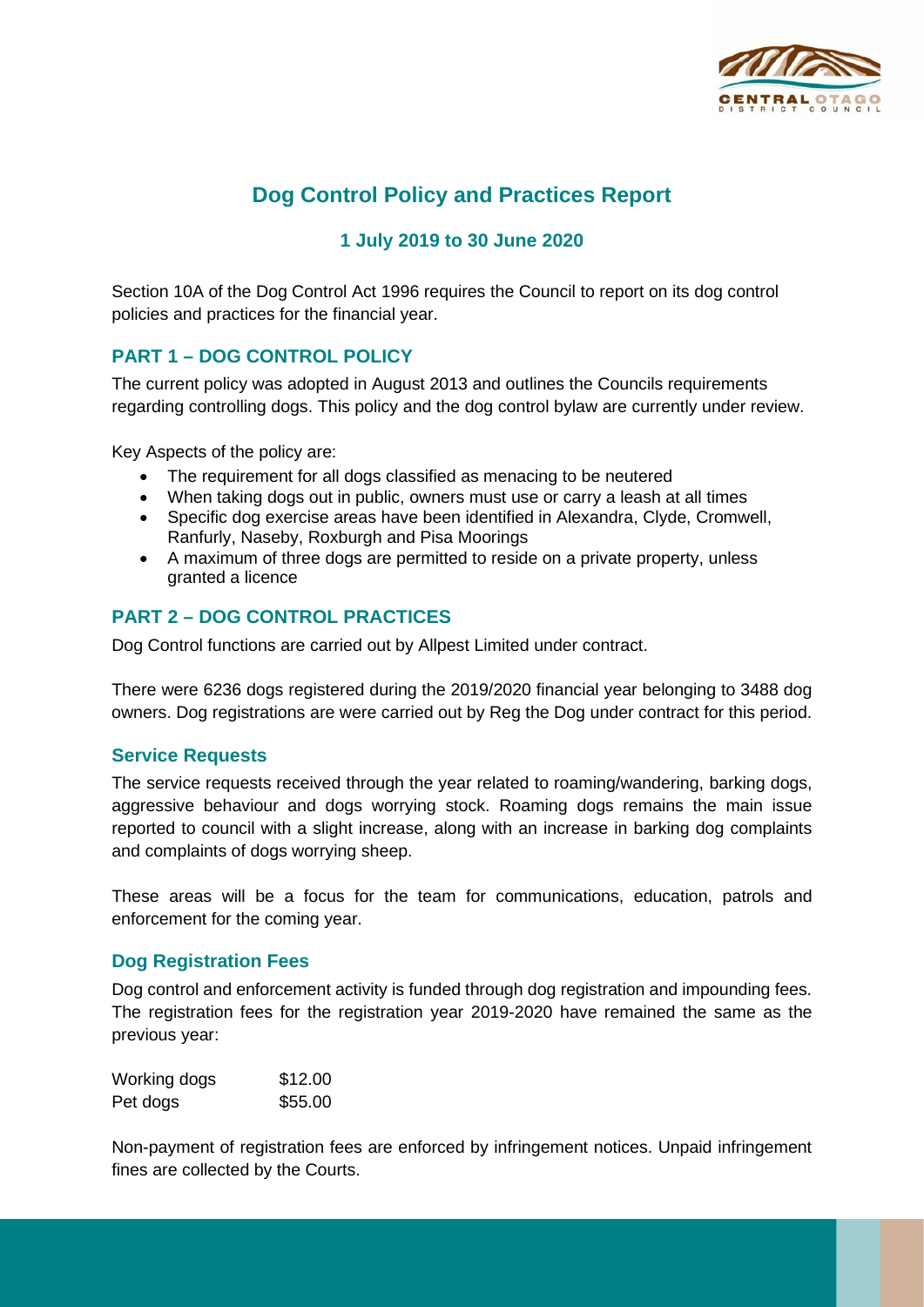# Dog Control Policy and Practices Report

## 1 July 2019 to 30 June 2020

Section 10A of the Dog Control Act 1996 requires the Council to report on its dog control policies and practices for the financial year.

## PART 1 – DOG CONTROL POLICY

The current policy was adopted in August 2013 and outlines the Councils requirements regarding controlling dogs. This policy and the dog control bylaw are currently under review.

Key Aspects of the policy are:

- The requirement for all dogs classified as menacing to be neutered
- When taking dogs out in public, owners must use or carry a leash at all times
- Specific dog exercise areas have been identified in Alexandra, Clyde, Cromwell, Ranfurly, Naseby, Roxburgh and Pisa Moorings
- A maximum of three dogs are permitted to reside on a private property, unless granted a licence

## PART 2 – DOG CONTROL PRACTICES

Dog Control functions are carried out by Allpest Limited under contract.

There were 6236 dogs registered during the 2019/2020 financial year belonging to 3488 dog owners. Dog registrations are were carried out by Reg the Dog under contract for this period.

### Service Requests

The service requests received through the year related to roaming/wandering, barking dogs, aggressive behaviour and dogs worrying stock. Roaming dogs remains the main issue reported to council with a slight increase, along with an increase in barking dog complaints and complaints of dogs worrying sheep.

These areas will be a focus for the team for communications, education, patrols and enforcement for the coming year.

### Dog Registration Fees

Dog control and enforcement activity is funded through dog registration and impounding fees. The registration fees for the registration year 2019-2020 have remained the same as the previous year:

| | |
|---|---|
| Working dogs | $12.00 |
| Pet dogs | $55.00 |

Non-payment of registration fees are enforced by infringement notices. Unpaid infringement fines are collected by the Courts.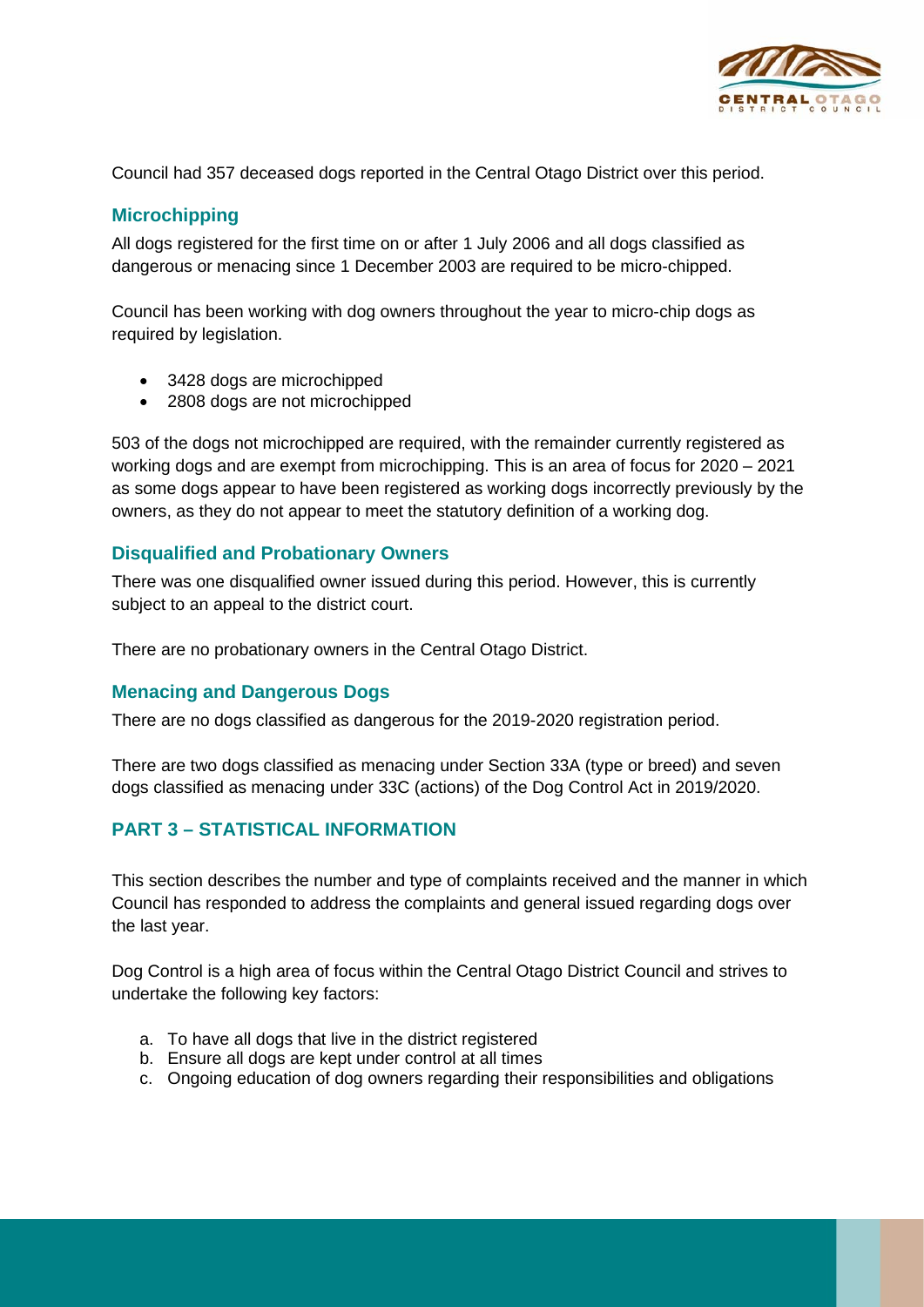Council had 357 deceased dogs reported in the Central Otago District over this period.

### Microchipping

All dogs registered for the first time on or after 1 July 2006 and all dogs classified as dangerous or menacing since 1 December 2003 are required to be micro-chipped.

Council has been working with dog owners throughout the year to micro-chip dogs as required by legislation.

- 3428 dogs are microchipped
- 2808 dogs are not microchipped

503 of the dogs not microchipped are required, with the remainder currently registered as working dogs and are exempt from microchipping. This is an area of focus for 2020 – 2021 as some dogs appear to have been registered as working dogs incorrectly previously by the owners, as they do not appear to meet the statutory definition of a working dog.

### Disqualified and Probationary Owners

There was one disqualified owner issued during this period. However, this is currently subject to an appeal to the district court.

There are no probationary owners in the Central Otago District.

### Menacing and Dangerous Dogs

There are no dogs classified as dangerous for the 2019-2020 registration period.

There are two dogs classified as menacing under Section 33A (type or breed) and seven dogs classified as menacing under 33C (actions) of the Dog Control Act in 2019/2020.

## PART 3 – STATISTICAL INFORMATION

This section describes the number and type of complaints received and the manner in which Council has responded to address the complaints and general issued regarding dogs over the last year.

Dog Control is a high area of focus within the Central Otago District Council and strives to undertake the following key factors:

a. To have all dogs that live in the district registered
b. Ensure all dogs are kept under control at all times
c. Ongoing education of dog owners regarding their responsibilities and obligations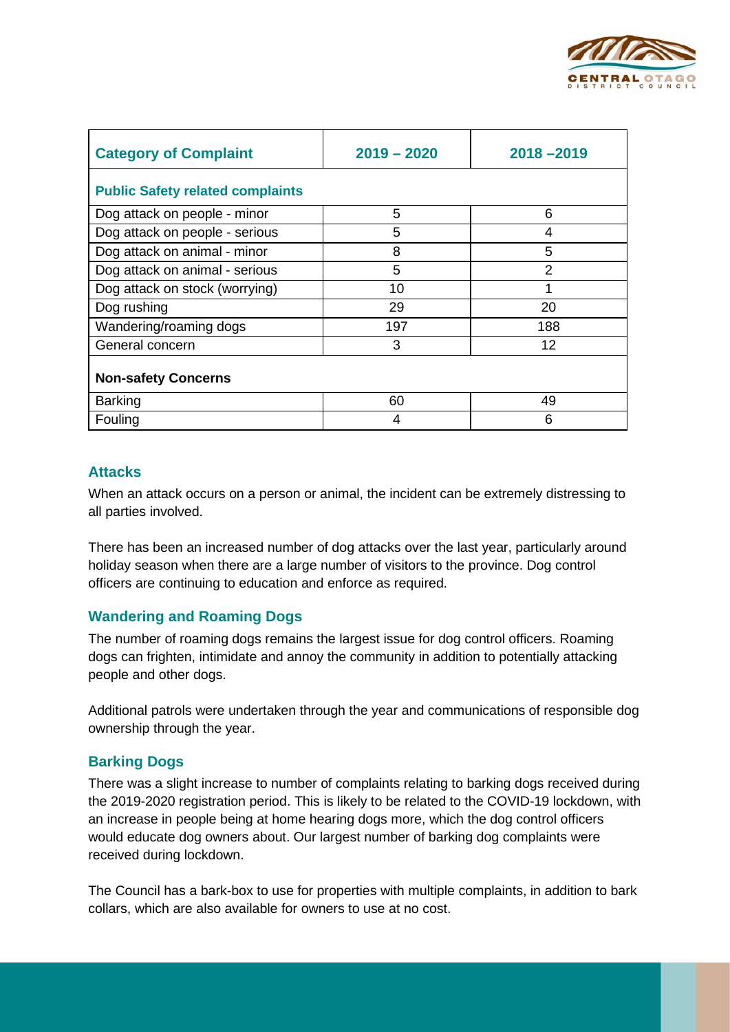| Category of Complaint | 2019 – 2020 | 2018 –2019 |
| --- | --- | --- |
| **Public Safety related complaints** | | |
| Dog attack on people - minor | 5 | 6 |
| Dog attack on people - serious | 5 | 4 |
| Dog attack on animal - minor | 8 | 5 |
| Dog attack on animal - serious | 5 | 2 |
| Dog attack on stock (worrying) | 10 | 1 |
| Dog rushing | 29 | 20 |
| Wandering/roaming dogs | 197 | 188 |
| General concern | 3 | 12 |
| **Non-safety Concerns** | | |
| Barking | 60 | 49 |
| Fouling | 4 | 6 |

## Attacks

When an attack occurs on a person or animal, the incident can be extremely distressing to all parties involved.

There has been an increased number of dog attacks over the last year, particularly around holiday season when there are a large number of visitors to the province. Dog control officers are continuing to education and enforce as required.

## Wandering and Roaming Dogs

The number of roaming dogs remains the largest issue for dog control officers. Roaming dogs can frighten, intimidate and annoy the community in addition to potentially attacking people and other dogs.

Additional patrols were undertaken through the year and communications of responsible dog ownership through the year.

## Barking Dogs

There was a slight increase to number of complaints relating to barking dogs received during the 2019-2020 registration period. This is likely to be related to the COVID-19 lockdown, with an increase in people being at home hearing dogs more, which the dog control officers would educate dog owners about. Our largest number of barking dog complaints were received during lockdown.

The Council has a bark-box to use for properties with multiple complaints, in addition to bark collars, which are also available for owners to use at no cost.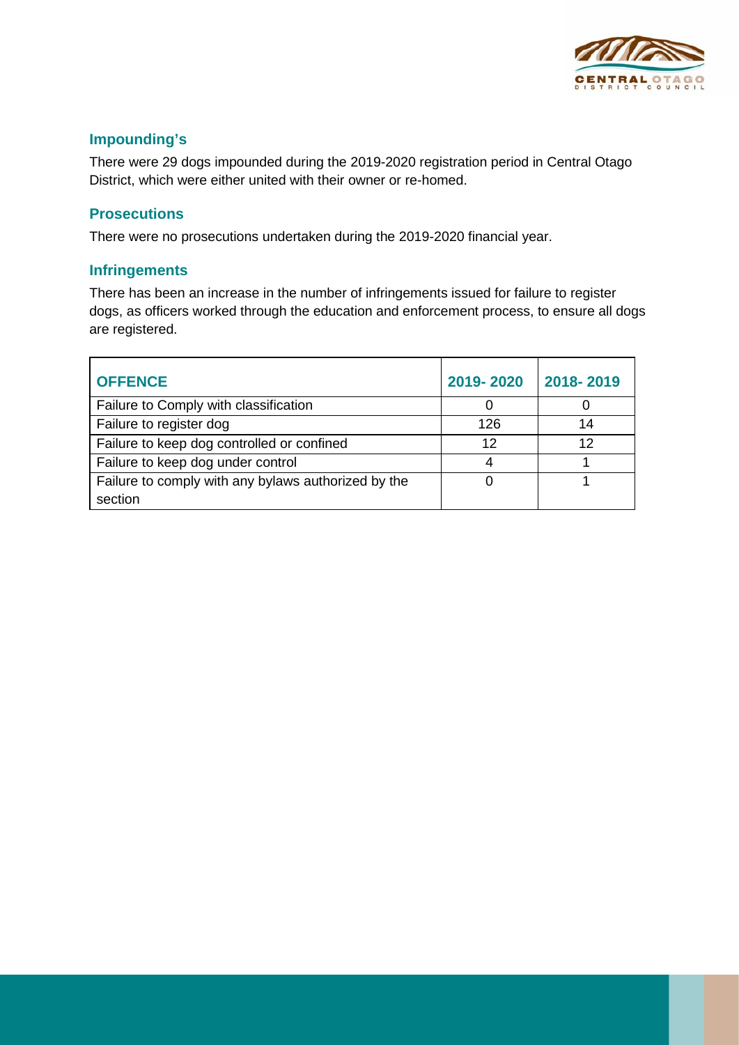## Impounding's

There were 29 dogs impounded during the 2019-2020 registration period in Central Otago District, which were either united with their owner or re-homed.

## Prosecutions

There were no prosecutions undertaken during the 2019-2020 financial year.

## Infringements

There has been an increase in the number of infringements issued for failure to register dogs, as officers worked through the education and enforcement process, to ensure all dogs are registered.

| OFFENCE | 2019- 2020 | 2018- 2019 |
|---|---|---|
| Failure to Comply with classification | 0 | 0 |
| Failure to register dog | 126 | 14 |
| Failure to keep dog controlled or confined | 12 | 12 |
| Failure to keep dog under control | 4 | 1 |
| Failure to comply with any bylaws authorized by the section | 0 | 1 |